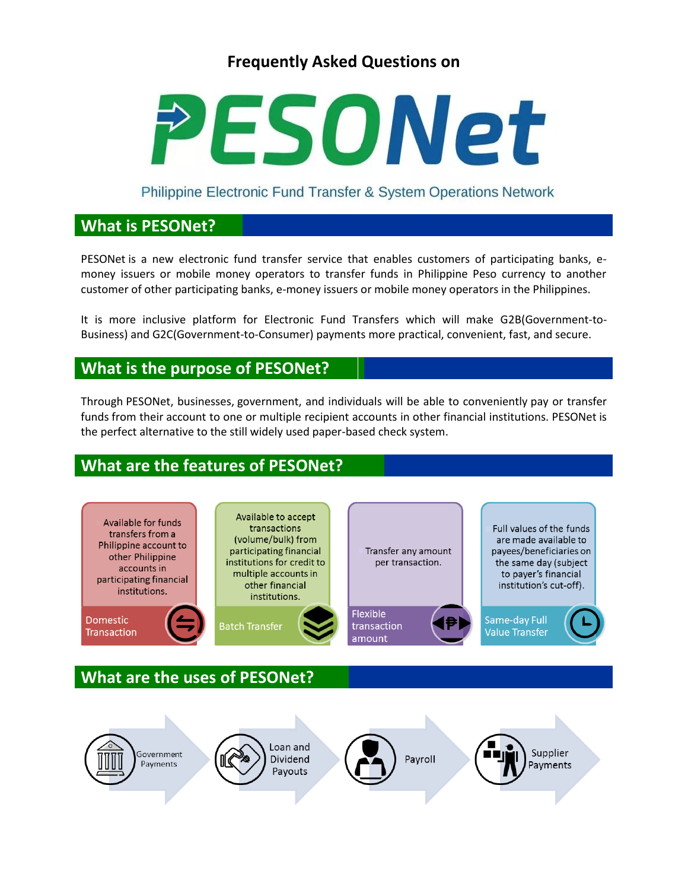# Frequently Asked Questions on

# PESONet

Philippine Electronic Fund Transfer & System Operations Network

## What is PESONet?

PESONet is a new electronic fund transfer service that enables customers of participating banks, e-money issuers or mobile money operators to transfer funds in Philippine Peso currency to another customer of other participating banks, e-money issuers or mobile money operators in the Philippines.

It is more inclusive platform for Electronic Fund Transfers which will make G2B(Government-to-Business) and G2C(Government-to-Consumer) payments more practical, convenient, fast, and secure.

## What is the purpose of PESONet?

Through PESONet, businesses, government, and individuals will be able to conveniently pay or transfer funds from their account to one or multiple recipient accounts in other financial institutions. PESONet is the perfect alternative to the still widely used paper-based check system.

## What are the features of PESONet?

**Domestic Transaction**
Available for funds transfers from a Philippine account to other Philippine accounts in participating financial institutions.

**Batch Transfer**
Available to accept transactions (volume/bulk) from participating financial institutions for credit to multiple accounts in other financial institutions.

**Flexible transaction amount**
Transfer any amount per transaction.

**Same-day Full Value Transfer**
Full values of the funds are made available to payees/beneficiaries on the same day (subject to payer's financial institution's cut-off).

## What are the uses of PESONet?

- Government Payments
- Loan and Dividend Payouts
- Payroll
- Supplier Payments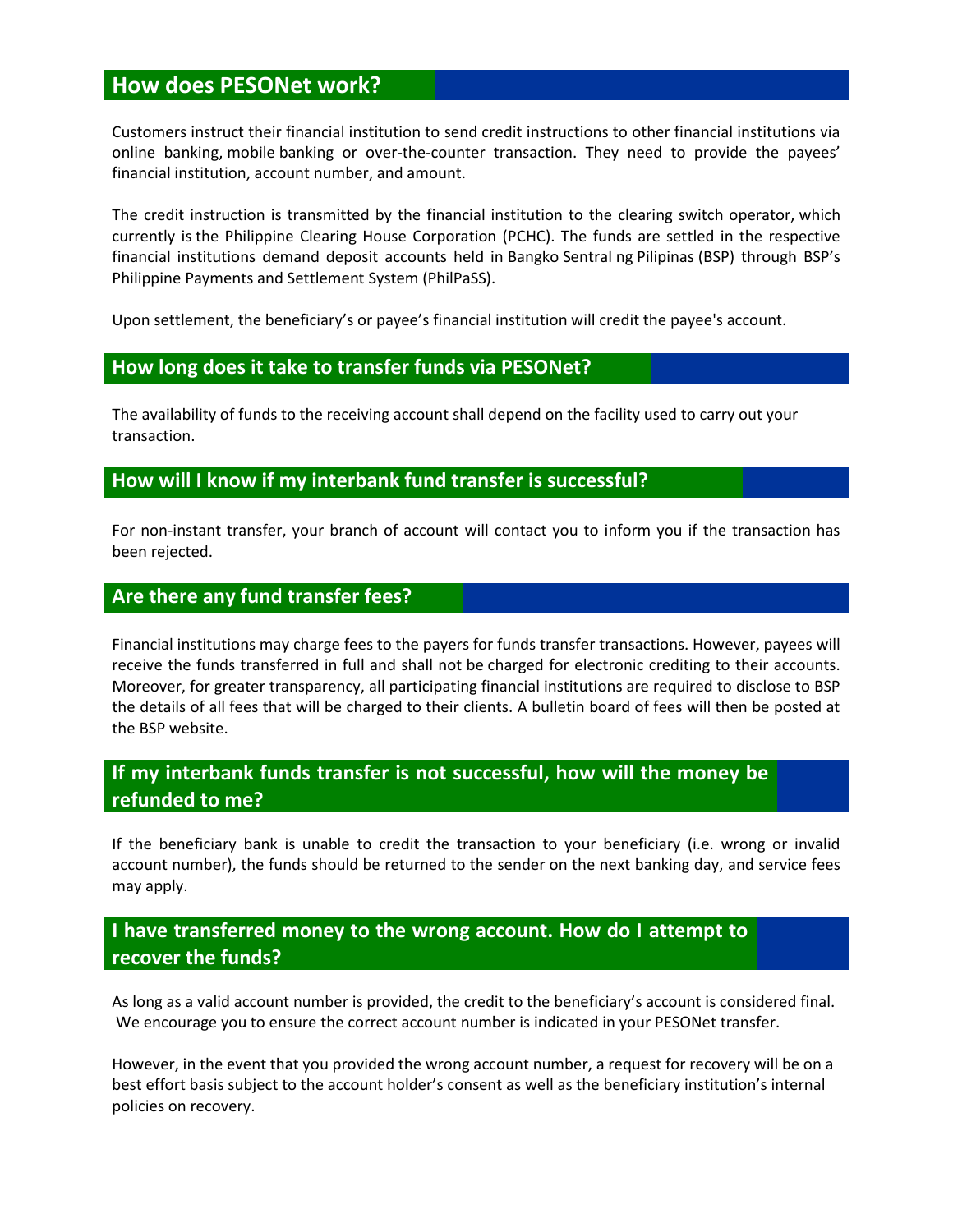## How does PESONet work?

Customers instruct their financial institution to send credit instructions to other financial institutions via online banking, mobile banking or over-the-counter transaction. They need to provide the payees' financial institution, account number, and amount.

The credit instruction is transmitted by the financial institution to the clearing switch operator, which currently is the Philippine Clearing House Corporation (PCHC). The funds are settled in the respective financial institutions demand deposit accounts held in Bangko Sentral ng Pilipinas (BSP) through BSP's Philippine Payments and Settlement System (PhilPaSS).

Upon settlement, the beneficiary's or payee's financial institution will credit the payee's account.

## How long does it take to transfer funds via PESONet?

The availability of funds to the receiving account shall depend on the facility used to carry out your transaction.

## How will I know if my interbank fund transfer is successful?

For non-instant transfer, your branch of account will contact you to inform you if the transaction has been rejected.

## Are there any fund transfer fees?

Financial institutions may charge fees to the payers for funds transfer transactions. However, payees will receive the funds transferred in full and shall not be charged for electronic crediting to their accounts. Moreover, for greater transparency, all participating financial institutions are required to disclose to BSP the details of all fees that will be charged to their clients. A bulletin board of fees will then be posted at the BSP website.

## If my interbank funds transfer is not successful, how will the money be refunded to me?

If the beneficiary bank is unable to credit the transaction to your beneficiary (i.e. wrong or invalid account number), the funds should be returned to the sender on the next banking day, and service fees may apply.

## I have transferred money to the wrong account. How do I attempt to recover the funds?

As long as a valid account number is provided, the credit to the beneficiary's account is considered final. We encourage you to ensure the correct account number is indicated in your PESONet transfer.

However, in the event that you provided the wrong account number, a request for recovery will be on a best effort basis subject to the account holder's consent as well as the beneficiary institution's internal policies on recovery.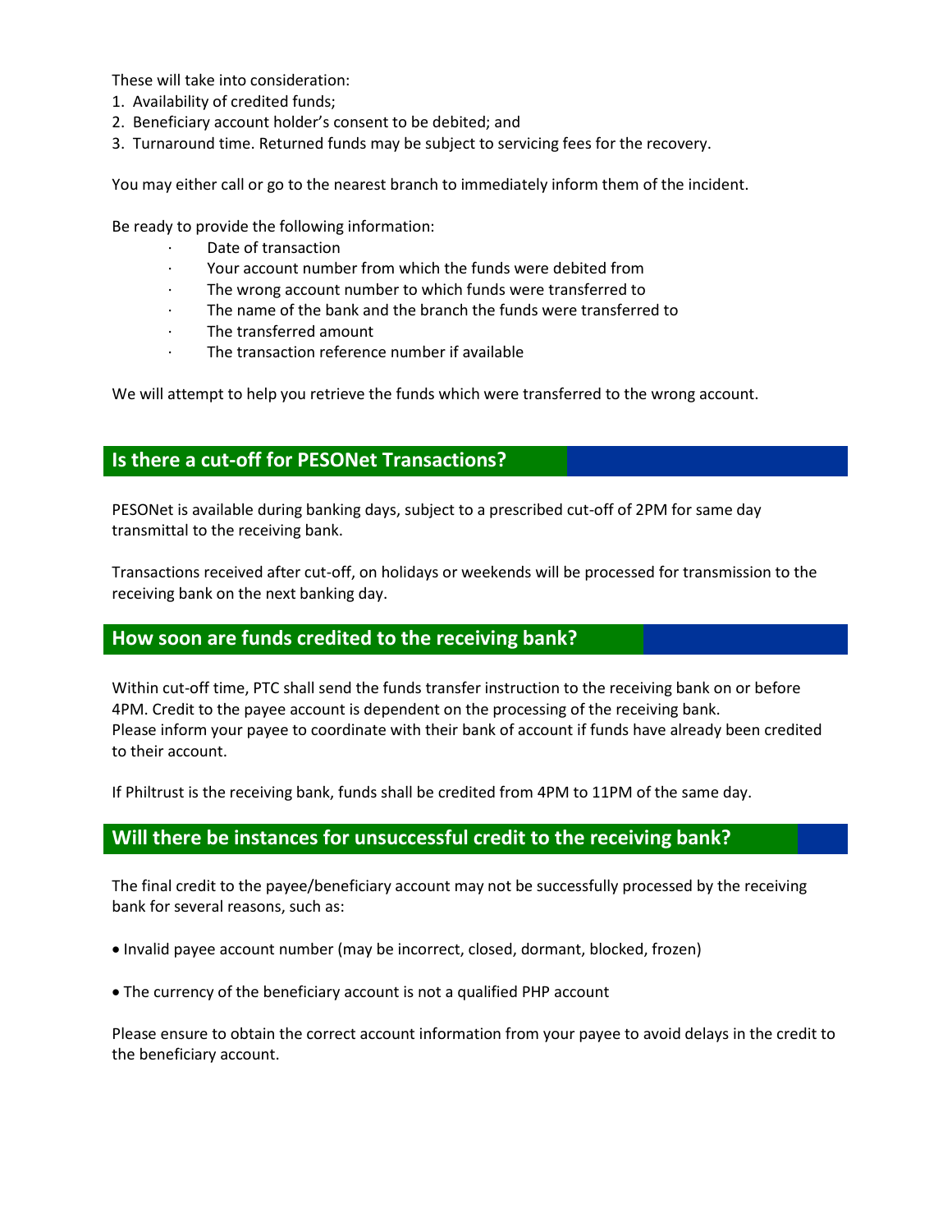These will take into consideration:

1. Availability of credited funds;
2. Beneficiary account holder's consent to be debited; and
3. Turnaround time. Returned funds may be subject to servicing fees for the recovery.

You may either call or go to the nearest branch to immediately inform them of the incident.

Be ready to provide the following information:

- Date of transaction
- Your account number from which the funds were debited from
- The wrong account number to which funds were transferred to
- The name of the bank and the branch the funds were transferred to
- The transferred amount
- The transaction reference number if available

We will attempt to help you retrieve the funds which were transferred to the wrong account.

## Is there a cut-off for PESONet Transactions?

PESONet is available during banking days, subject to a prescribed cut-off of 2PM for same day transmittal to the receiving bank.

Transactions received after cut-off, on holidays or weekends will be processed for transmission to the receiving bank on the next banking day.

## How soon are funds credited to the receiving bank?

Within cut-off time, PTC shall send the funds transfer instruction to the receiving bank on or before 4PM. Credit to the payee account is dependent on the processing of the receiving bank.
Please inform your payee to coordinate with their bank of account if funds have already been credited to their account.

If Philtrust is the receiving bank, funds shall be credited from 4PM to 11PM of the same day.

## Will there be instances for unsuccessful credit to the receiving bank?

The final credit to the payee/beneficiary account may not be successfully processed by the receiving bank for several reasons, such as:

- Invalid payee account number (may be incorrect, closed, dormant, blocked, frozen)

- The currency of the beneficiary account is not a qualified PHP account

Please ensure to obtain the correct account information from your payee to avoid delays in the credit to the beneficiary account.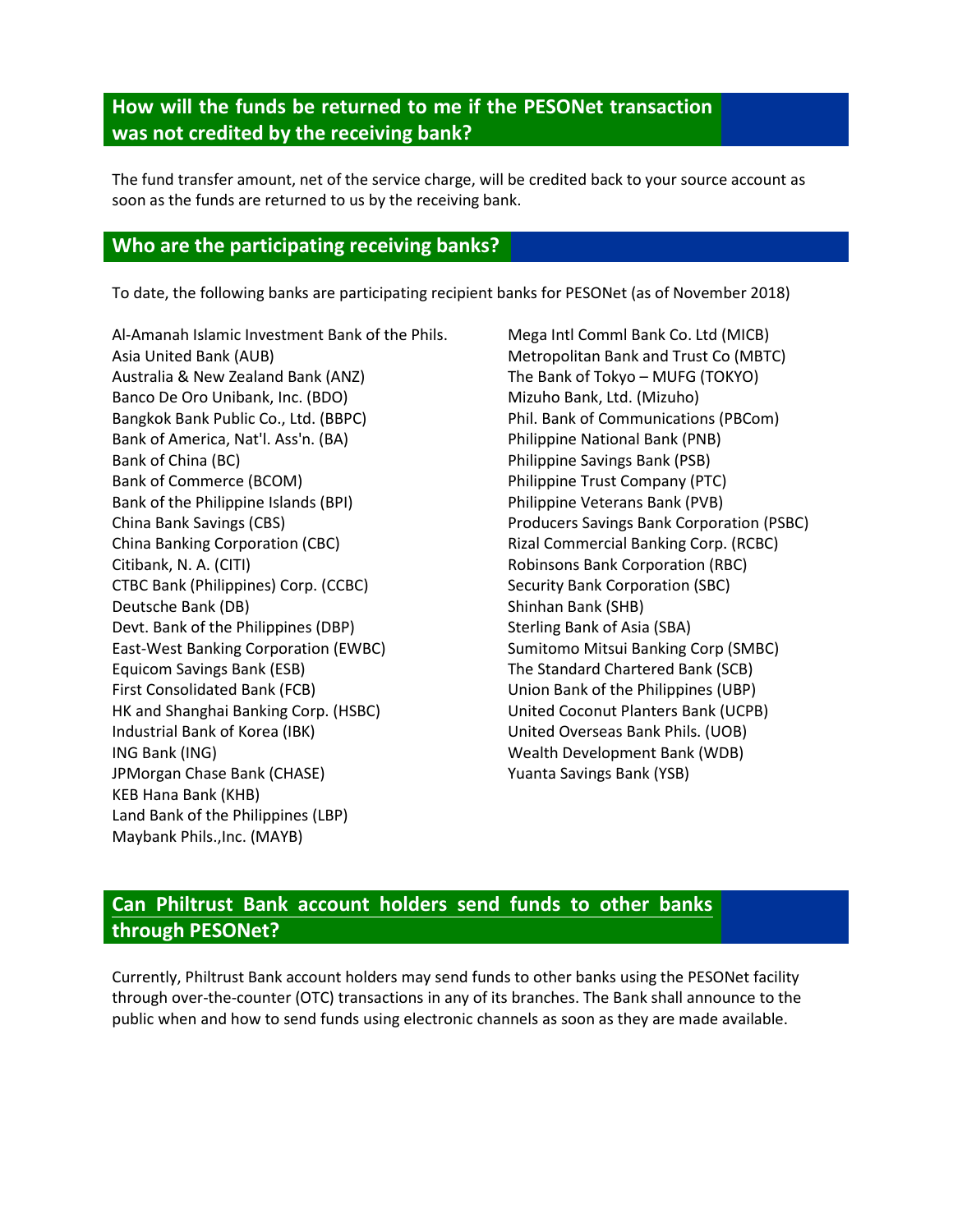## How will the funds be returned to me if the PESONet transaction was not credited by the receiving bank?

The fund transfer amount, net of the service charge, will be credited back to your source account as soon as the funds are returned to us by the receiving bank.

## Who are the participating receiving banks?

To date, the following banks are participating recipient banks for PESONet (as of November 2018)

Al-Amanah Islamic Investment Bank of the Phils.
Asia United Bank (AUB)
Australia & New Zealand Bank (ANZ)
Banco De Oro Unibank, Inc. (BDO)
Bangkok Bank Public Co., Ltd. (BBPC)
Bank of America, Nat'l. Ass'n. (BA)
Bank of China (BC)
Bank of Commerce (BCOM)
Bank of the Philippine Islands (BPI)
China Bank Savings (CBS)
China Banking Corporation (CBC)
Citibank, N. A. (CITI)
CTBC Bank (Philippines) Corp. (CCBC)
Deutsche Bank (DB)
Devt. Bank of the Philippines (DBP)
East-West Banking Corporation (EWBC)
Equicom Savings Bank (ESB)
First Consolidated Bank (FCB)
HK and Shanghai Banking Corp. (HSBC)
Industrial Bank of Korea (IBK)
ING Bank (ING)
JPMorgan Chase Bank (CHASE)
KEB Hana Bank (KHB)
Land Bank of the Philippines (LBP)
Maybank Phils.,Inc. (MAYB)
Mega Intl Comml Bank Co. Ltd (MICB)
Metropolitan Bank and Trust Co (MBTC)
The Bank of Tokyo – MUFG (TOKYO)
Mizuho Bank, Ltd. (Mizuho)
Phil. Bank of Communications (PBCom)
Philippine National Bank (PNB)
Philippine Savings Bank (PSB)
Philippine Trust Company (PTC)
Philippine Veterans Bank (PVB)
Producers Savings Bank Corporation (PSBC)
Rizal Commercial Banking Corp. (RCBC)
Robinsons Bank Corporation (RBC)
Security Bank Corporation (SBC)
Shinhan Bank (SHB)
Sterling Bank of Asia (SBA)
Sumitomo Mitsui Banking Corp (SMBC)
The Standard Chartered Bank (SCB)
Union Bank of the Philippines (UBP)
United Coconut Planters Bank (UCPB)
United Overseas Bank Phils. (UOB)
Wealth Development Bank (WDB)
Yuanta Savings Bank (YSB)

## Can Philtrust Bank account holders send funds to other banks through PESONet?

Currently, Philtrust Bank account holders may send funds to other banks using the PESONet facility through over-the-counter (OTC) transactions in any of its branches. The Bank shall announce to the public when and how to send funds using electronic channels as soon as they are made available.